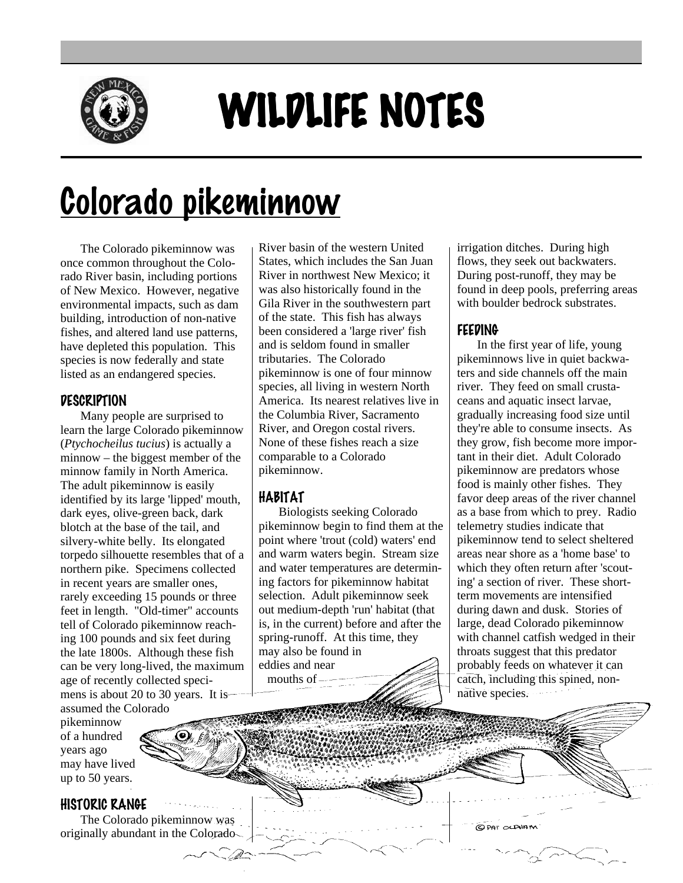# WILDLIFE NOTES

## Colorado pikeminnow

The Colorado pikeminnow was once common throughout the Colorado River basin, including portions of New Mexico. However, negative environmental impacts, such as dam building, introduction of non-native fishes, and altered land use patterns, have depleted this population. This species is now federally and state listed as an endangered species.

### DESCRIPTION

Many people are surprised to learn the large Colorado pikeminnow (*Ptychocheilus tucius*) is actually a minnow – the biggest member of the minnow family in North America. The adult pikeminnow is easily identified by its large 'lipped' mouth, dark eyes, olive-green back, dark blotch at the base of the tail, and silvery-white belly. Its elongated torpedo silhouette resembles that of a northern pike. Specimens collected in recent years are smaller ones, rarely exceeding 15 pounds or three feet in length. "Old-timer" accounts tell of Colorado pikeminnow reaching 100 pounds and six feet during the late 1800s. Although these fish can be very long-lived, the maximum age of recently collected specimens is about 20 to 30 years. It is assumed the Colorado pikeminnow of a hundred years ago may have lived up to 50 years.

### HISTORIC RANGE

The Colorado pikeminnow was originally abundant in the Colorado River basin of the western United States, which includes the San Juan River in northwest New Mexico; it was also historically found in the Gila River in the southwestern part of the state. This fish has always been considered a 'large river' fish and is seldom found in smaller tributaries. The Colorado pikeminnow is one of four minnow species, all living in western North America. Its nearest relatives live in the Columbia River, Sacramento River, and Oregon costal rivers. None of these fishes reach a size comparable to a Colorado pikeminnow.

### HABITAT

Biologists seeking Colorado pikeminnow begin to find them at the point where 'trout (cold) waters' end and warm waters begin. Stream size and water temperatures are determining factors for pikeminnow habitat selection. Adult pikeminnow seek out medium-depth 'run' habitat (that is, in the current) before and after the spring-runoff. At this time, they may also be found in eddies and near mouths of irrigation ditches. During high flows, they seek out backwaters. During post-runoff, they may be found in deep pools, preferring areas with boulder bedrock substrates.

### FEEDING

In the first year of life, young pikeminnows live in quiet backwaters and side channels off the main river. They feed on small crustaceans and aquatic insect larvae, gradually increasing food size until they're able to consume insects. As they grow, fish become more important in their diet. Adult Colorado pikeminnow are predators whose food is mainly other fishes. They favor deep areas of the river channel as a base from which to prey. Radio telemetry studies indicate that pikeminnow tend to select sheltered areas near shore as a 'home base' to which they often return after 'scouting' a section of river. These short-term movements are intensified during dawn and dusk. Stories of large, dead Colorado pikeminnow with channel catfish wedged in their throats suggest that this predator probably feeds on whatever it can catch, including this spined, non-native species.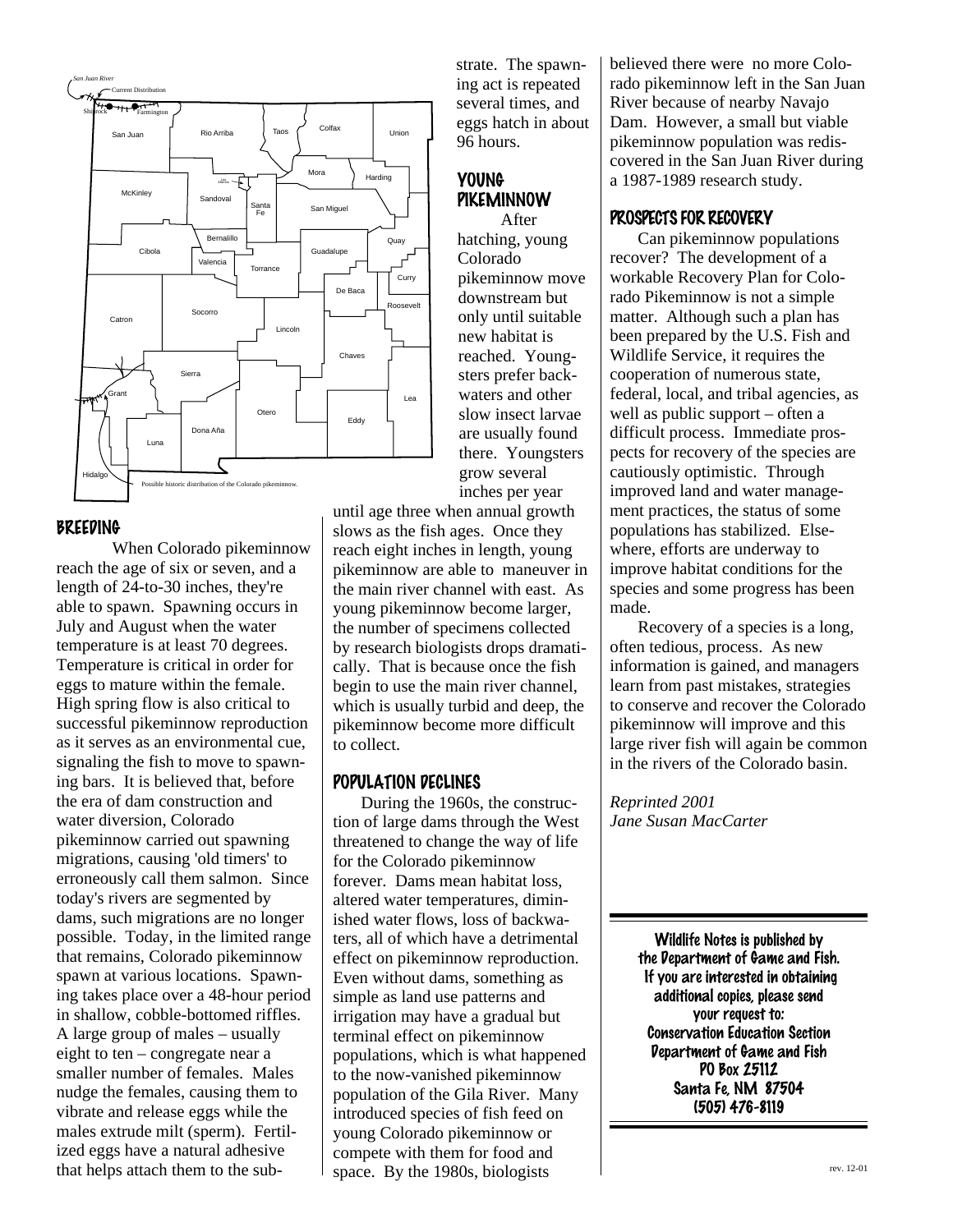San Juan River

Current Distribution

Shiprock

Farmington

San Juan

Rio Arriba

Taos

Colfax

Union

Mora

Harding

McKinley

Sandoval

Los Alamos

Santa Fe

San Miguel

Bernalillo

Quay

Cibola

Valencia

Torrance

Guadalupe

Curry

De Baca

Roosevelt

Catron

Socorro

Lincoln

Chaves

Sierra

Grant

Lea

Otero

Eddy

Dona Aña

Luna

Hidalgo

Possible historic distribution of the Colorado pikeminnow.

## BREEDING

When Colorado pikeminnow reach the age of six or seven, and a length of 24-to-30 inches, they're able to spawn. Spawning occurs in July and August when the water temperature is at least 70 degrees. Temperature is critical in order for eggs to mature within the female. High spring flow is also critical to successful pikeminnow reproduction as it serves as an environmental cue, signaling the fish to move to spawning bars. It is believed that, before the era of dam construction and water diversion, Colorado pikeminnow carried out spawning migrations, causing 'old timers' to erroneously call them salmon. Since today's rivers are segmented by dams, such migrations are no longer possible. Today, in the limited range that remains, Colorado pikeminnow spawn at various locations. Spawning takes place over a 48-hour period in shallow, cobble-bottomed riffles. A large group of males – usually eight to ten – congregate near a smaller number of females. Males nudge the females, causing them to vibrate and release eggs while the males extrude milt (sperm). Fertilized eggs have a natural adhesive that helps attach them to the substrate. The spawning act is repeated several times, and eggs hatch in about 96 hours.

## YOUNG PIKEMINNOW

After hatching, young Colorado pikeminnow move downstream but only until suitable new habitat is reached. Youngsters prefer backwaters and other slow insect larvae are usually found there. Youngsters grow several inches per year until age three when annual growth slows as the fish ages. Once they reach eight inches in length, young pikeminnow are able to maneuver in the main river channel with east. As young pikeminnow become larger, the number of specimens collected by research biologists drops dramatically. That is because once the fish begin to use the main river channel, which is usually turbid and deep, the pikeminnow become more difficult to collect.

## POPULATION DECLINES

During the 1960s, the construction of large dams through the West threatened to change the way of life for the Colorado pikeminnow forever. Dams mean habitat loss, altered water temperatures, diminished water flows, loss of backwaters, all of which have a detrimental effect on pikeminnow reproduction. Even without dams, something as simple as land use patterns and irrigation may have a gradual but terminal effect on pikeminnow populations, which is what happened to the now-vanished pikeminnow population of the Gila River. Many introduced species of fish feed on young Colorado pikeminnow or compete with them for food and space. By the 1980s, biologists believed there were no more Colorado pikeminnow left in the San Juan River because of nearby Navajo Dam. However, a small but viable pikeminnow population was rediscovered in the San Juan River during a 1987-1989 research study.

## PROSPECTS FOR RECOVERY

Can pikeminnow populations recover? The development of a workable Recovery Plan for Colorado Pikeminnow is not a simple matter. Although such a plan has been prepared by the U.S. Fish and Wildlife Service, it requires the cooperation of numerous state, federal, local, and tribal agencies, as well as public support – often a difficult process. Immediate prospects for recovery of the species are cautiously optimistic. Through improved land and water management practices, the status of some populations has stabilized. Elsewhere, efforts are underway to improve habitat conditions for the species and some progress has been made.

Recovery of a species is a long, often tedious, process. As new information is gained, and managers learn from past mistakes, strategies to conserve and recover the Colorado pikeminnow will improve and this large river fish will again be common in the rivers of the Colorado basin.

*Reprinted 2001*
*Jane Susan MacCarter*

**Wildlife Notes is published by the Department of Game and Fish. If you are interested in obtaining additional copies, please send your request to:**
**Conservation Education Section**
**Department of Game and Fish**
**PO Box 25112**
**Santa Fe, NM 87504**
**(505) 476-8119**

rev. 12-01